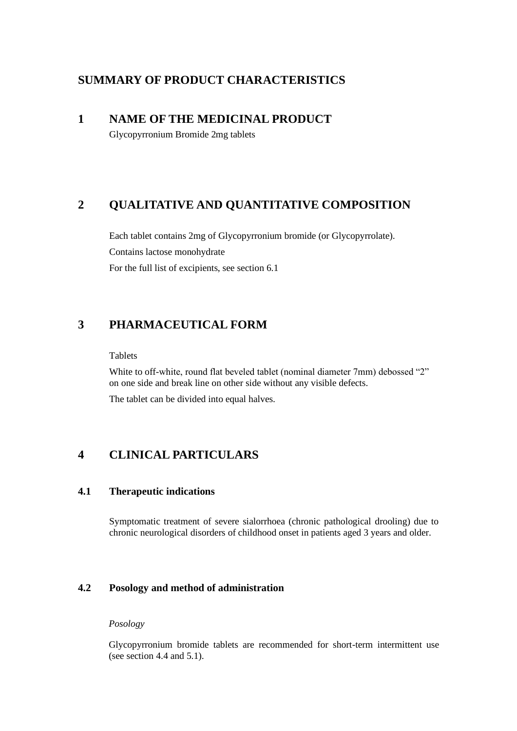# SUMMARY OF PRODUCT CHARACTERISTICS

## 1 NAME OF THE MEDICINAL PRODUCT

Glycopyrronium Bromide 2mg tablets

## 2 QUALITATIVE AND QUANTITATIVE COMPOSITION

Each tablet contains 2mg of Glycopyrronium bromide (or Glycopyrrolate).

Contains lactose monohydrate

For the full list of excipients, see section 6.1

## 3 PHARMACEUTICAL FORM

Tablets

White to off-white, round flat beveled tablet (nominal diameter 7mm) debossed "2" on one side and break line on other side without any visible defects.

The tablet can be divided into equal halves.

## 4 CLINICAL PARTICULARS

### 4.1 Therapeutic indications

Symptomatic treatment of severe sialorrhoea (chronic pathological drooling) due to chronic neurological disorders of childhood onset in patients aged 3 years and older.

### 4.2 Posology and method of administration

*Posology*

Glycopyrronium bromide tablets are recommended for short-term intermittent use (see section 4.4 and 5.1).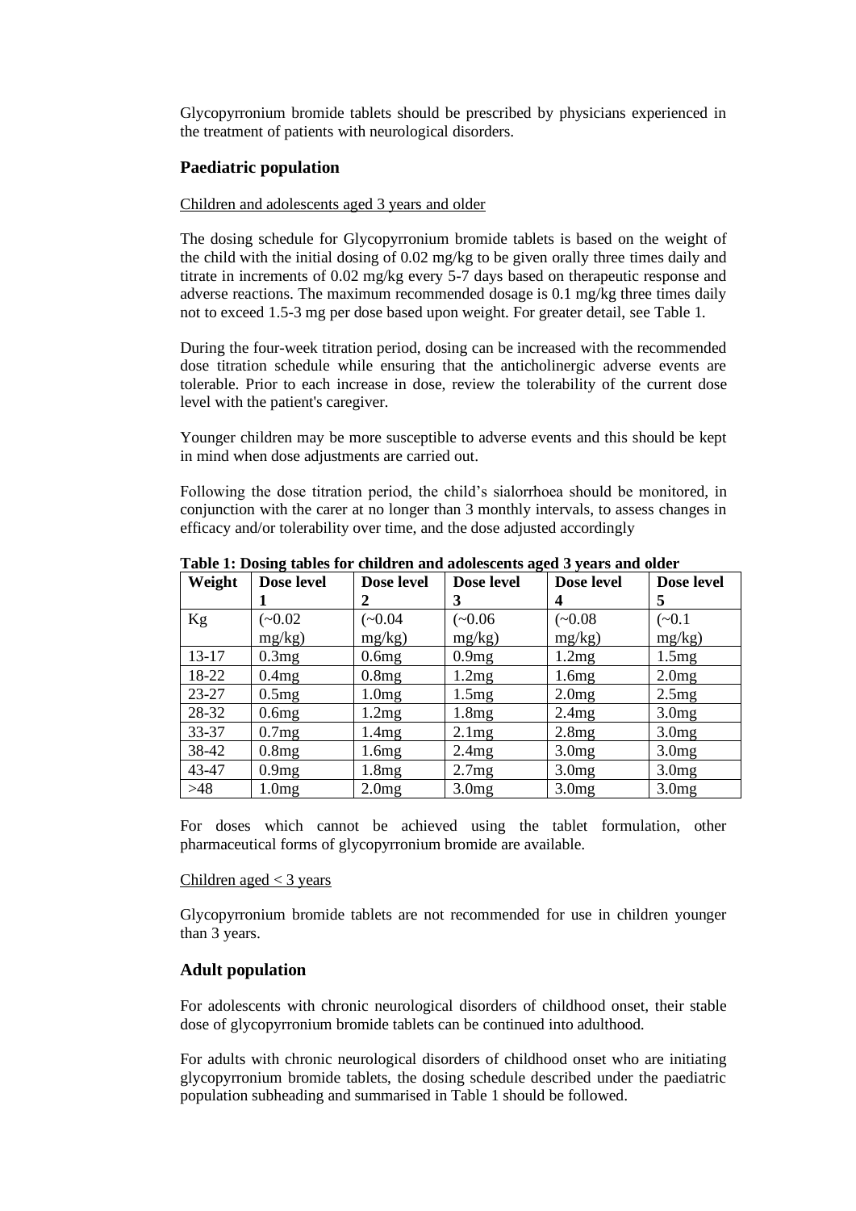Glycopyrronium bromide tablets should be prescribed by physicians experienced in the treatment of patients with neurological disorders.

## Paediatric population

Children and adolescents aged 3 years and older

The dosing schedule for Glycopyrronium bromide tablets is based on the weight of the child with the initial dosing of 0.02 mg/kg to be given orally three times daily and titrate in increments of 0.02 mg/kg every 5-7 days based on therapeutic response and adverse reactions. The maximum recommended dosage is 0.1 mg/kg three times daily not to exceed 1.5-3 mg per dose based upon weight. For greater detail, see Table 1.

During the four-week titration period, dosing can be increased with the recommended dose titration schedule while ensuring that the anticholinergic adverse events are tolerable. Prior to each increase in dose, review the tolerability of the current dose level with the patient's caregiver.

Younger children may be more susceptible to adverse events and this should be kept in mind when dose adjustments are carried out.

Following the dose titration period, the child's sialorrhoea should be monitored, in conjunction with the carer at no longer than 3 monthly intervals, to assess changes in efficacy and/or tolerability over time, and the dose adjusted accordingly

**Table 1: Dosing tables for children and adolescents aged 3 years and older**

| Weight | Dose level 1 | Dose level 2 | Dose level 3 | Dose level 4 | Dose level 5 |
|---|---|---|---|---|---|
| Kg | (~0.02 mg/kg) | (~0.04 mg/kg) | (~0.06 mg/kg) | (~0.08 mg/kg) | (~0.1 mg/kg) |
| 13-17 | 0.3mg | 0.6mg | 0.9mg | 1.2mg | 1.5mg |
| 18-22 | 0.4mg | 0.8mg | 1.2mg | 1.6mg | 2.0mg |
| 23-27 | 0.5mg | 1.0mg | 1.5mg | 2.0mg | 2.5mg |
| 28-32 | 0.6mg | 1.2mg | 1.8mg | 2.4mg | 3.0mg |
| 33-37 | 0.7mg | 1.4mg | 2.1mg | 2.8mg | 3.0mg |
| 38-42 | 0.8mg | 1.6mg | 2.4mg | 3.0mg | 3.0mg |
| 43-47 | 0.9mg | 1.8mg | 2.7mg | 3.0mg | 3.0mg |
| >48 | 1.0mg | 2.0mg | 3.0mg | 3.0mg | 3.0mg |

For doses which cannot be achieved using the tablet formulation, other pharmaceutical forms of glycopyrronium bromide are available.

Children aged < 3 years

Glycopyrronium bromide tablets are not recommended for use in children younger than 3 years.

## Adult population

For adolescents with chronic neurological disorders of childhood onset, their stable dose of glycopyrronium bromide tablets can be continued into adulthood.

For adults with chronic neurological disorders of childhood onset who are initiating glycopyrronium bromide tablets, the dosing schedule described under the paediatric population subheading and summarised in Table 1 should be followed.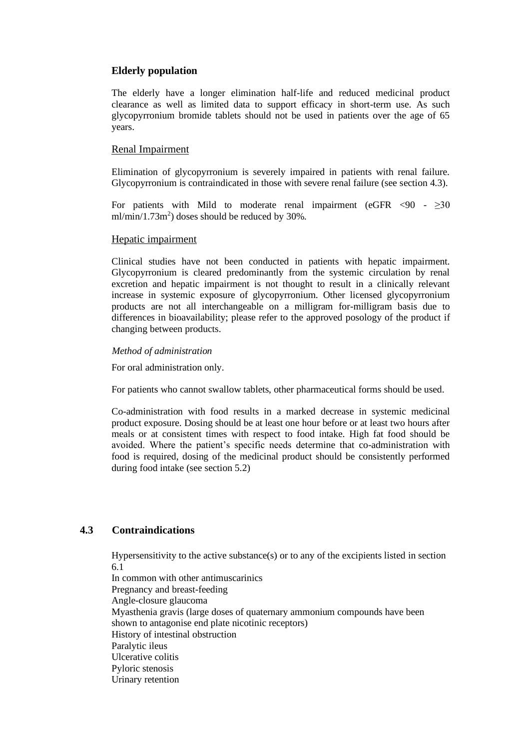**Elderly population**

The elderly have a longer elimination half-life and reduced medicinal product clearance as well as limited data to support efficacy in short-term use. As such glycopyrronium bromide tablets should not be used in patients over the age of 65 years.

Renal Impairment

Elimination of glycopyrronium is severely impaired in patients with renal failure. Glycopyrronium is contraindicated in those with severe renal failure (see section 4.3).

For patients with Mild to moderate renal impairment (eGFR <90 - ≥30 ml/min/1.73m$^2$) doses should be reduced by 30%.

Hepatic impairment

Clinical studies have not been conducted in patients with hepatic impairment. Glycopyrronium is cleared predominantly from the systemic circulation by renal excretion and hepatic impairment is not thought to result in a clinically relevant increase in systemic exposure of glycopyrronium. Other licensed glycopyrronium products are not all interchangeable on a milligram for-milligram basis due to differences in bioavailability; please refer to the approved posology of the product if changing between products.

*Method of administration*

For oral administration only.

For patients who cannot swallow tablets, other pharmaceutical forms should be used.

Co-administration with food results in a marked decrease in systemic medicinal product exposure. Dosing should be at least one hour before or at least two hours after meals or at consistent times with respect to food intake. High fat food should be avoided. Where the patient's specific needs determine that co-administration with food is required, dosing of the medicinal product should be consistently performed during food intake (see section 5.2)

## 4.3 Contraindications

Hypersensitivity to the active substance(s) or to any of the excipients listed in section 6.1
In common with other antimuscarinics
Pregnancy and breast-feeding
Angle-closure glaucoma
Myasthenia gravis (large doses of quaternary ammonium compounds have been shown to antagonise end plate nicotinic receptors)
History of intestinal obstruction
Paralytic ileus
Ulcerative colitis
Pyloric stenosis
Urinary retention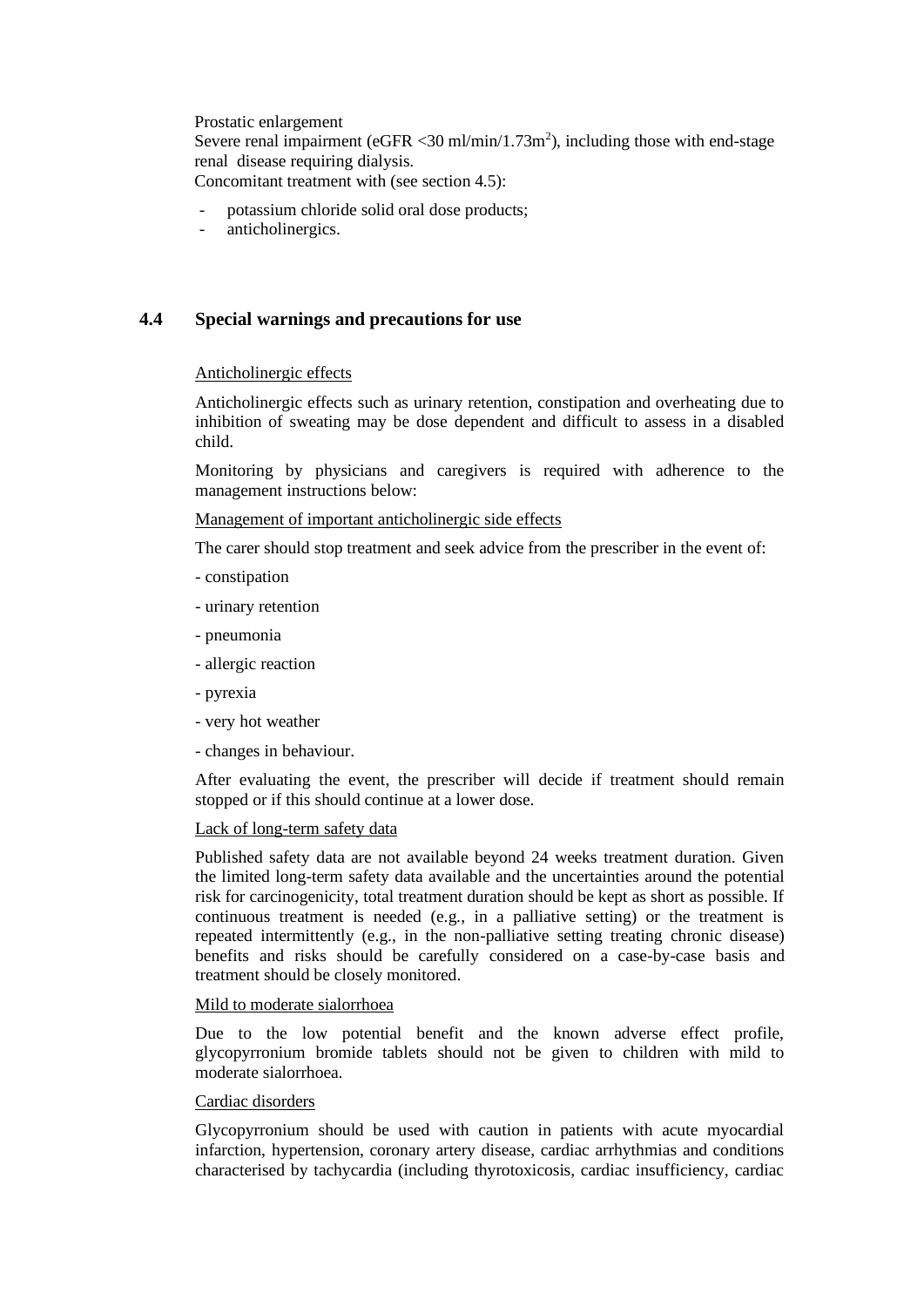Prostatic enlargement

Severe renal impairment (eGFR <30 ml/min/1.73m$^2$), including those with end-stage renal disease requiring dialysis.

Concomitant treatment with (see section 4.5):

- potassium chloride solid oral dose products;
- anticholinergics.

## 4.4 Special warnings and precautions for use

Anticholinergic effects

Anticholinergic effects such as urinary retention, constipation and overheating due to inhibition of sweating may be dose dependent and difficult to assess in a disabled child.

Monitoring by physicians and caregivers is required with adherence to the management instructions below:

Management of important anticholinergic side effects

The carer should stop treatment and seek advice from the prescriber in the event of:

- constipation
- urinary retention
- pneumonia
- allergic reaction
- pyrexia
- very hot weather
- changes in behaviour.

After evaluating the event, the prescriber will decide if treatment should remain stopped or if this should continue at a lower dose.

Lack of long-term safety data

Published safety data are not available beyond 24 weeks treatment duration. Given the limited long-term safety data available and the uncertainties around the potential risk for carcinogenicity, total treatment duration should be kept as short as possible. If continuous treatment is needed (e.g., in a palliative setting) or the treatment is repeated intermittently (e.g., in the non-palliative setting treating chronic disease) benefits and risks should be carefully considered on a case-by-case basis and treatment should be closely monitored.

Mild to moderate sialorrhoea

Due to the low potential benefit and the known adverse effect profile, glycopyrronium bromide tablets should not be given to children with mild to moderate sialorrhoea.

Cardiac disorders

Glycopyrronium should be used with caution in patients with acute myocardial infarction, hypertension, coronary artery disease, cardiac arrhythmias and conditions characterised by tachycardia (including thyrotoxicosis, cardiac insufficiency, cardiac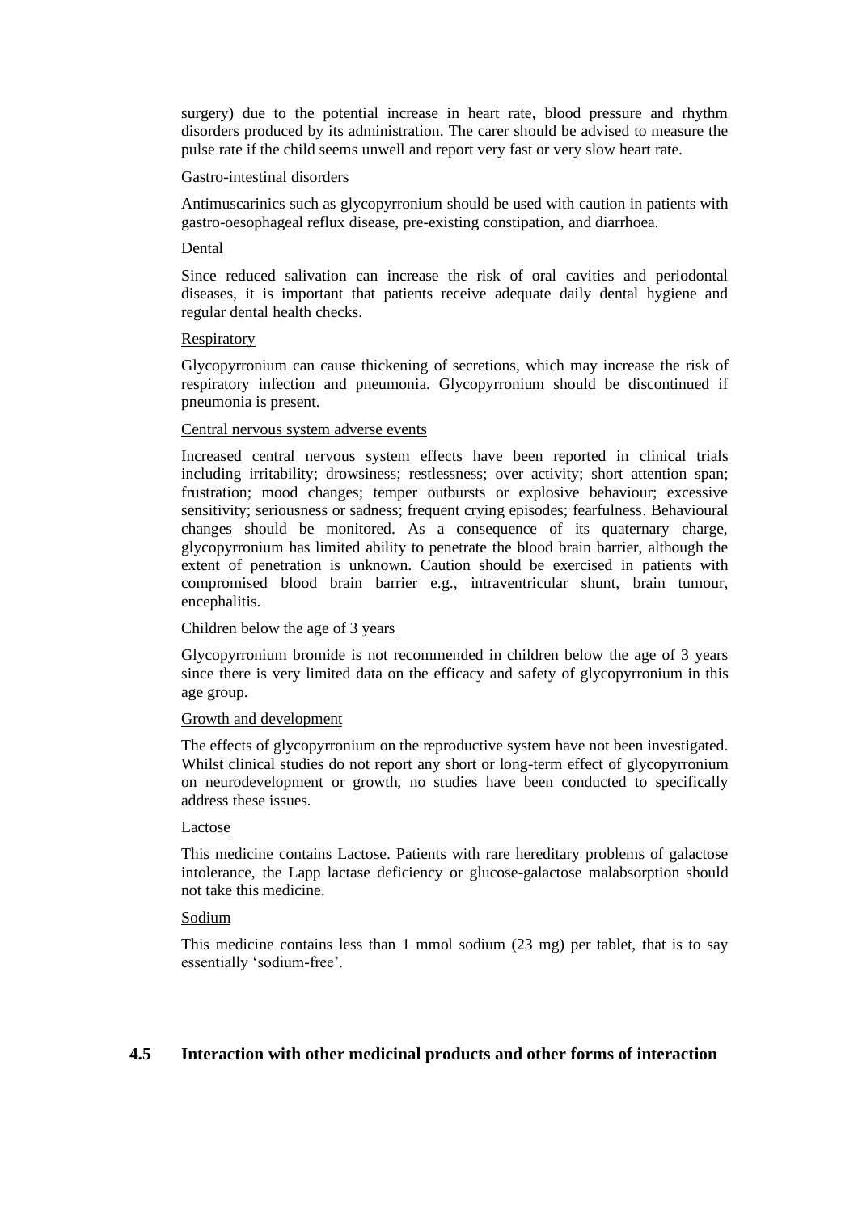surgery) due to the potential increase in heart rate, blood pressure and rhythm disorders produced by its administration. The carer should be advised to measure the pulse rate if the child seems unwell and report very fast or very slow heart rate.

Gastro-intestinal disorders

Antimuscarinics such as glycopyrronium should be used with caution in patients with gastro-oesophageal reflux disease, pre-existing constipation, and diarrhoea.

Dental

Since reduced salivation can increase the risk of oral cavities and periodontal diseases, it is important that patients receive adequate daily dental hygiene and regular dental health checks.

Respiratory

Glycopyrronium can cause thickening of secretions, which may increase the risk of respiratory infection and pneumonia. Glycopyrronium should be discontinued if pneumonia is present.

Central nervous system adverse events

Increased central nervous system effects have been reported in clinical trials including irritability; drowsiness; restlessness; over activity; short attention span; frustration; mood changes; temper outbursts or explosive behaviour; excessive sensitivity; seriousness or sadness; frequent crying episodes; fearfulness. Behavioural changes should be monitored. As a consequence of its quaternary charge, glycopyrronium has limited ability to penetrate the blood brain barrier, although the extent of penetration is unknown. Caution should be exercised in patients with compromised blood brain barrier e.g., intraventricular shunt, brain tumour, encephalitis.

Children below the age of 3 years

Glycopyrronium bromide is not recommended in children below the age of 3 years since there is very limited data on the efficacy and safety of glycopyrronium in this age group.

Growth and development

The effects of glycopyrronium on the reproductive system have not been investigated. Whilst clinical studies do not report any short or long-term effect of glycopyrronium on neurodevelopment or growth, no studies have been conducted to specifically address these issues.

Lactose

This medicine contains Lactose. Patients with rare hereditary problems of galactose intolerance, the Lapp lactase deficiency or glucose-galactose malabsorption should not take this medicine.

Sodium

This medicine contains less than 1 mmol sodium (23 mg) per tablet, that is to say essentially 'sodium-free'.

## 4.5 Interaction with other medicinal products and other forms of interaction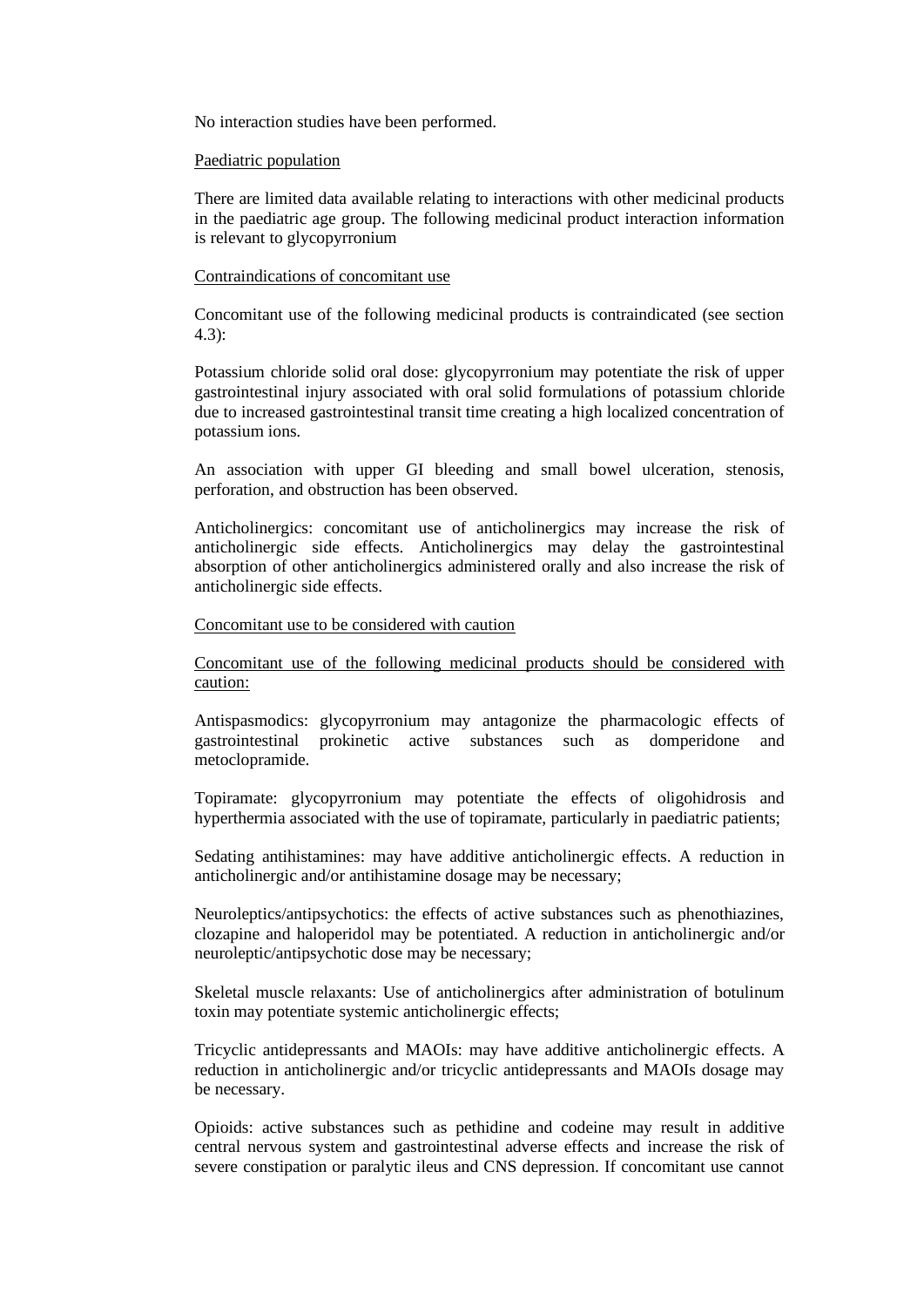No interaction studies have been performed.

Paediatric population

There are limited data available relating to interactions with other medicinal products in the paediatric age group. The following medicinal product interaction information is relevant to glycopyrronium

Contraindications of concomitant use

Concomitant use of the following medicinal products is contraindicated (see section 4.3):

Potassium chloride solid oral dose: glycopyrronium may potentiate the risk of upper gastrointestinal injury associated with oral solid formulations of potassium chloride due to increased gastrointestinal transit time creating a high localized concentration of potassium ions.

An association with upper GI bleeding and small bowel ulceration, stenosis, perforation, and obstruction has been observed.

Anticholinergics: concomitant use of anticholinergics may increase the risk of anticholinergic side effects. Anticholinergics may delay the gastrointestinal absorption of other anticholinergics administered orally and also increase the risk of anticholinergic side effects.

Concomitant use to be considered with caution

Concomitant use of the following medicinal products should be considered with caution:

Antispasmodics: glycopyrronium may antagonize the pharmacologic effects of gastrointestinal prokinetic active substances such as domperidone and metoclopramide.

Topiramate: glycopyrronium may potentiate the effects of oligohidrosis and hyperthermia associated with the use of topiramate, particularly in paediatric patients;

Sedating antihistamines: may have additive anticholinergic effects. A reduction in anticholinergic and/or antihistamine dosage may be necessary;

Neuroleptics/antipsychotics: the effects of active substances such as phenothiazines, clozapine and haloperidol may be potentiated. A reduction in anticholinergic and/or neuroleptic/antipsychotic dose may be necessary;

Skeletal muscle relaxants: Use of anticholinergics after administration of botulinum toxin may potentiate systemic anticholinergic effects;

Tricyclic antidepressants and MAOIs: may have additive anticholinergic effects. A reduction in anticholinergic and/or tricyclic antidepressants and MAOIs dosage may be necessary.

Opioids: active substances such as pethidine and codeine may result in additive central nervous system and gastrointestinal adverse effects and increase the risk of severe constipation or paralytic ileus and CNS depression. If concomitant use cannot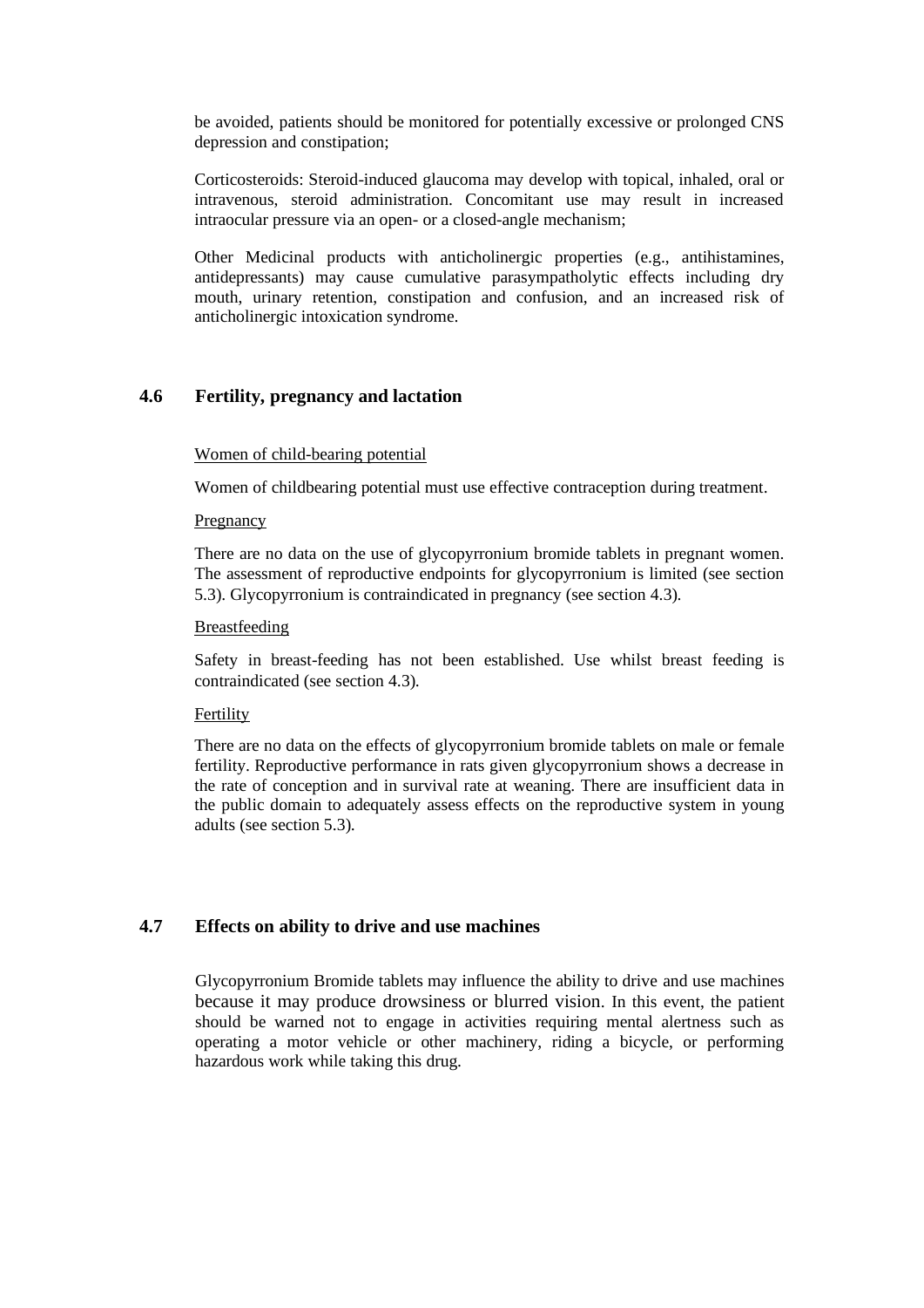be avoided, patients should be monitored for potentially excessive or prolonged CNS depression and constipation;

Corticosteroids: Steroid-induced glaucoma may develop with topical, inhaled, oral or intravenous, steroid administration. Concomitant use may result in increased intraocular pressure via an open- or a closed-angle mechanism;

Other Medicinal products with anticholinergic properties (e.g., antihistamines, antidepressants) may cause cumulative parasympatholytic effects including dry mouth, urinary retention, constipation and confusion, and an increased risk of anticholinergic intoxication syndrome.

## 4.6 Fertility, pregnancy and lactation

Women of child-bearing potential

Women of childbearing potential must use effective contraception during treatment.

Pregnancy

There are no data on the use of glycopyrronium bromide tablets in pregnant women. The assessment of reproductive endpoints for glycopyrronium is limited (see section 5.3). Glycopyrronium is contraindicated in pregnancy (see section 4.3).

Breastfeeding

Safety in breast-feeding has not been established. Use whilst breast feeding is contraindicated (see section 4.3).

Fertility

There are no data on the effects of glycopyrronium bromide tablets on male or female fertility. Reproductive performance in rats given glycopyrronium shows a decrease in the rate of conception and in survival rate at weaning. There are insufficient data in the public domain to adequately assess effects on the reproductive system in young adults (see section 5.3).

## 4.7 Effects on ability to drive and use machines

Glycopyrronium Bromide tablets may influence the ability to drive and use machines because it may produce drowsiness or blurred vision. In this event, the patient should be warned not to engage in activities requiring mental alertness such as operating a motor vehicle or other machinery, riding a bicycle, or performing hazardous work while taking this drug.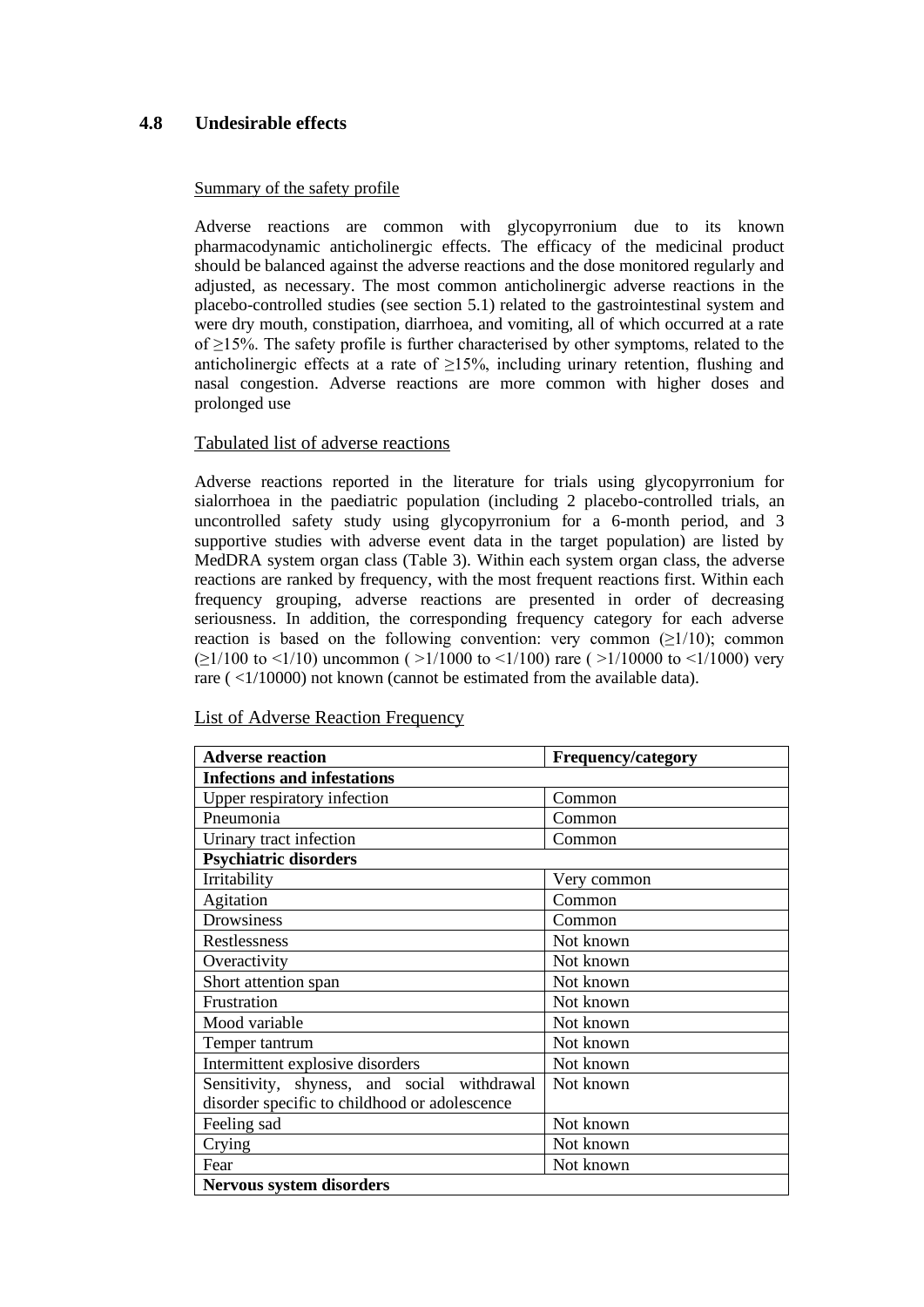## 4.8 Undesirable effects

Summary of the safety profile

Adverse reactions are common with glycopyrronium due to its known pharmacodynamic anticholinergic effects. The efficacy of the medicinal product should be balanced against the adverse reactions and the dose monitored regularly and adjusted, as necessary. The most common anticholinergic adverse reactions in the placebo-controlled studies (see section 5.1) related to the gastrointestinal system and were dry mouth, constipation, diarrhoea, and vomiting, all of which occurred at a rate of ≥15%. The safety profile is further characterised by other symptoms, related to the anticholinergic effects at a rate of ≥15%, including urinary retention, flushing and nasal congestion. Adverse reactions are more common with higher doses and prolonged use

Tabulated list of adverse reactions

Adverse reactions reported in the literature for trials using glycopyrronium for sialorrhoea in the paediatric population (including 2 placebo-controlled trials, an uncontrolled safety study using glycopyrronium for a 6-month period, and 3 supportive studies with adverse event data in the target population) are listed by MedDRA system organ class (Table 3). Within each system organ class, the adverse reactions are ranked by frequency, with the most frequent reactions first. Within each frequency grouping, adverse reactions are presented in order of decreasing seriousness. In addition, the corresponding frequency category for each adverse reaction is based on the following convention: very common (≥1/10); common (≥1/100 to <1/10) uncommon ( >1/1000 to <1/100) rare ( >1/10000 to <1/1000) very rare ( <1/10000) not known (cannot be estimated from the available data).

List of Adverse Reaction Frequency

| Adverse reaction | Frequency/category |
|---|---|
| **Infections and infestations** | |
| Upper respiratory infection | Common |
| Pneumonia | Common |
| Urinary tract infection | Common |
| **Psychiatric disorders** | |
| Irritability | Very common |
| Agitation | Common |
| Drowsiness | Common |
| Restlessness | Not known |
| Overactivity | Not known |
| Short attention span | Not known |
| Frustration | Not known |
| Mood variable | Not known |
| Temper tantrum | Not known |
| Intermittent explosive disorders | Not known |
| Sensitivity, shyness, and social withdrawal disorder specific to childhood or adolescence | Not known |
| Feeling sad | Not known |
| Crying | Not known |
| Fear | Not known |
| **Nervous system disorders** | |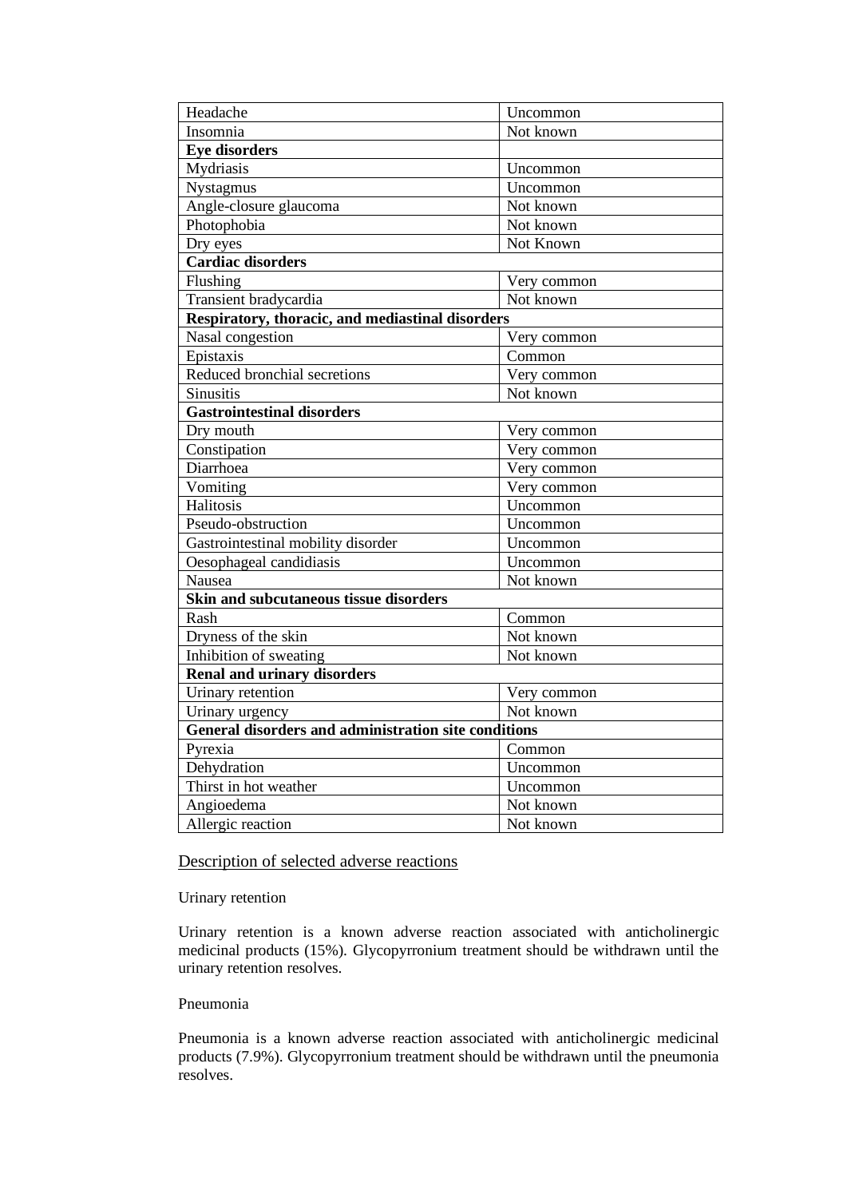| Headache | Uncommon |
|---|---|
| Insomnia | Not known |
| **Eye disorders** | |
| Mydriasis | Uncommon |
| Nystagmus | Uncommon |
| Angle-closure glaucoma | Not known |
| Photophobia | Not known |
| Dry eyes | Not Known |
| **Cardiac disorders** | |
| Flushing | Very common |
| Transient bradycardia | Not known |
| **Respiratory, thoracic, and mediastinal disorders** | |
| Nasal congestion | Very common |
| Epistaxis | Common |
| Reduced bronchial secretions | Very common |
| Sinusitis | Not known |
| **Gastrointestinal disorders** | |
| Dry mouth | Very common |
| Constipation | Very common |
| Diarrhoea | Very common |
| Vomiting | Very common |
| Halitosis | Uncommon |
| Pseudo-obstruction | Uncommon |
| Gastrointestinal mobility disorder | Uncommon |
| Oesophageal candidiasis | Uncommon |
| Nausea | Not known |
| **Skin and subcutaneous tissue disorders** | |
| Rash | Common |
| Dryness of the skin | Not known |
| Inhibition of sweating | Not known |
| **Renal and urinary disorders** | |
| Urinary retention | Very common |
| Urinary urgency | Not known |
| **General disorders and administration site conditions** | |
| Pyrexia | Common |
| Dehydration | Uncommon |
| Thirst in hot weather | Uncommon |
| Angioedema | Not known |
| Allergic reaction | Not known |

Description of selected adverse reactions

Urinary retention

Urinary retention is a known adverse reaction associated with anticholinergic medicinal products (15%). Glycopyrronium treatment should be withdrawn until the urinary retention resolves.

Pneumonia

Pneumonia is a known adverse reaction associated with anticholinergic medicinal products (7.9%). Glycopyrronium treatment should be withdrawn until the pneumonia resolves.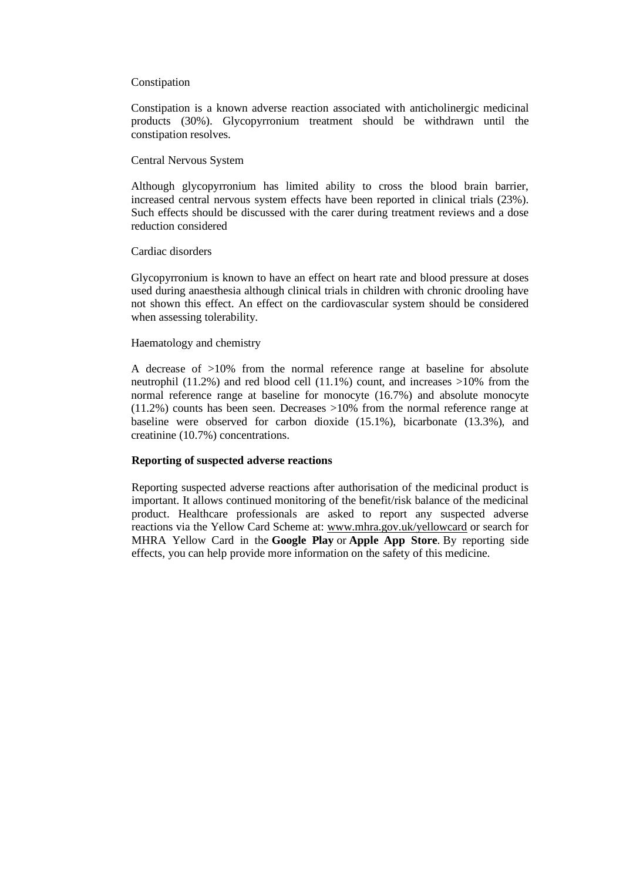Constipation

Constipation is a known adverse reaction associated with anticholinergic medicinal products (30%). Glycopyrronium treatment should be withdrawn until the constipation resolves.

Central Nervous System

Although glycopyrronium has limited ability to cross the blood brain barrier, increased central nervous system effects have been reported in clinical trials (23%). Such effects should be discussed with the carer during treatment reviews and a dose reduction considered

Cardiac disorders

Glycopyrronium is known to have an effect on heart rate and blood pressure at doses used during anaesthesia although clinical trials in children with chronic drooling have not shown this effect. An effect on the cardiovascular system should be considered when assessing tolerability.

Haematology and chemistry

A decrease of >10% from the normal reference range at baseline for absolute neutrophil (11.2%) and red blood cell (11.1%) count, and increases >10% from the normal reference range at baseline for monocyte (16.7%) and absolute monocyte (11.2%) counts has been seen. Decreases >10% from the normal reference range at baseline were observed for carbon dioxide (15.1%), bicarbonate (13.3%), and creatinine (10.7%) concentrations.

**Reporting of suspected adverse reactions**

Reporting suspected adverse reactions after authorisation of the medicinal product is important. It allows continued monitoring of the benefit/risk balance of the medicinal product. Healthcare professionals are asked to report any suspected adverse reactions via the Yellow Card Scheme at: www.mhra.gov.uk/yellowcard or search for MHRA Yellow Card in the **Google Play** or **Apple App Store**. By reporting side effects, you can help provide more information on the safety of this medicine.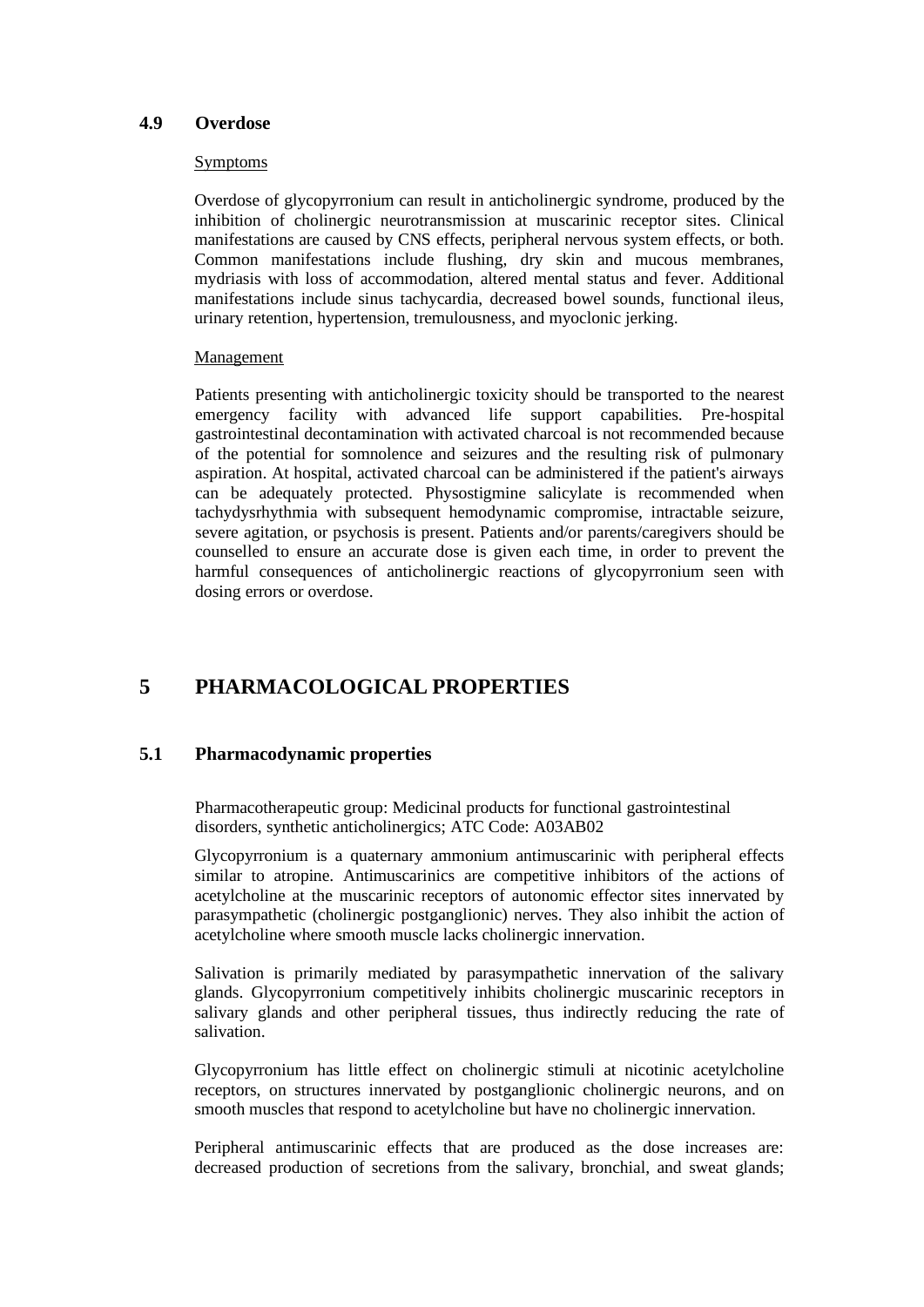### 4.9 Overdose

Symptoms

Overdose of glycopyrronium can result in anticholinergic syndrome, produced by the inhibition of cholinergic neurotransmission at muscarinic receptor sites. Clinical manifestations are caused by CNS effects, peripheral nervous system effects, or both. Common manifestations include flushing, dry skin and mucous membranes, mydriasis with loss of accommodation, altered mental status and fever. Additional manifestations include sinus tachycardia, decreased bowel sounds, functional ileus, urinary retention, hypertension, tremulousness, and myoclonic jerking.

Management

Patients presenting with anticholinergic toxicity should be transported to the nearest emergency facility with advanced life support capabilities. Pre-hospital gastrointestinal decontamination with activated charcoal is not recommended because of the potential for somnolence and seizures and the resulting risk of pulmonary aspiration. At hospital, activated charcoal can be administered if the patient's airways can be adequately protected. Physostigmine salicylate is recommended when tachydysrhythmia with subsequent hemodynamic compromise, intractable seizure, severe agitation, or psychosis is present. Patients and/or parents/caregivers should be counselled to ensure an accurate dose is given each time, in order to prevent the harmful consequences of anticholinergic reactions of glycopyrronium seen with dosing errors or overdose.

# 5 PHARMACOLOGICAL PROPERTIES

## 5.1 Pharmacodynamic properties

Pharmacotherapeutic group: Medicinal products for functional gastrointestinal disorders, synthetic anticholinergics; ATC Code: A03AB02

Glycopyrronium is a quaternary ammonium antimuscarinic with peripheral effects similar to atropine. Antimuscarinics are competitive inhibitors of the actions of acetylcholine at the muscarinic receptors of autonomic effector sites innervated by parasympathetic (cholinergic postganglionic) nerves. They also inhibit the action of acetylcholine where smooth muscle lacks cholinergic innervation.

Salivation is primarily mediated by parasympathetic innervation of the salivary glands. Glycopyrronium competitively inhibits cholinergic muscarinic receptors in salivary glands and other peripheral tissues, thus indirectly reducing the rate of salivation.

Glycopyrronium has little effect on cholinergic stimuli at nicotinic acetylcholine receptors, on structures innervated by postganglionic cholinergic neurons, and on smooth muscles that respond to acetylcholine but have no cholinergic innervation.

Peripheral antimuscarinic effects that are produced as the dose increases are: decreased production of secretions from the salivary, bronchial, and sweat glands;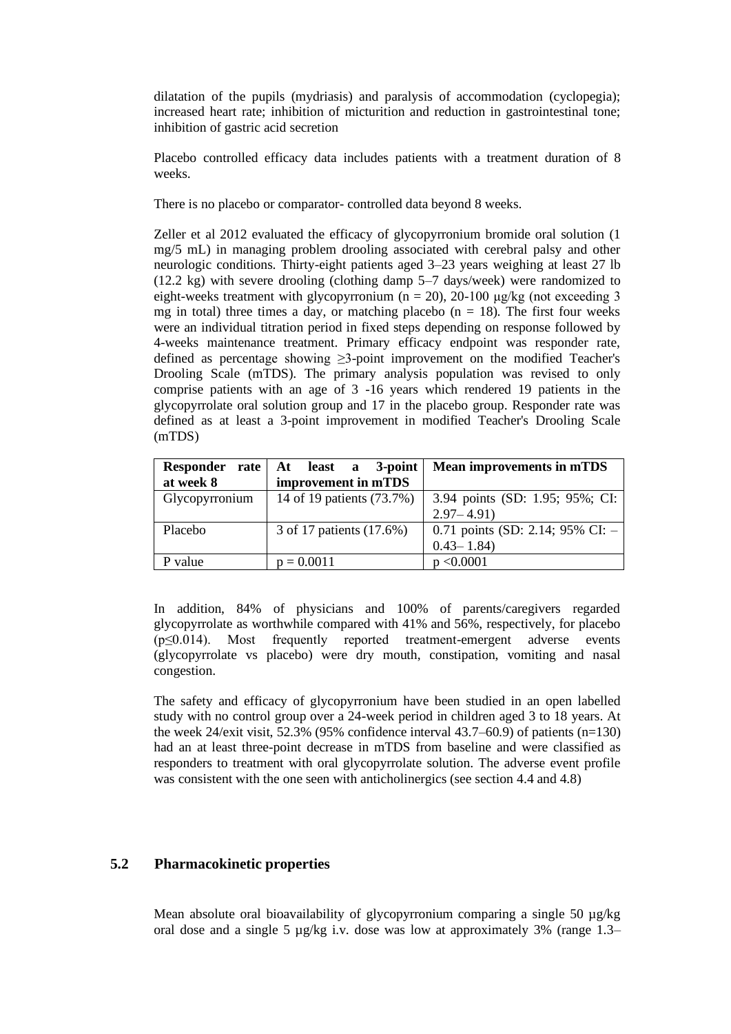dilatation of the pupils (mydriasis) and paralysis of accommodation (cyclopegia); increased heart rate; inhibition of micturition and reduction in gastrointestinal tone; inhibition of gastric acid secretion

Placebo controlled efficacy data includes patients with a treatment duration of 8 weeks.

There is no placebo or comparator- controlled data beyond 8 weeks.

Zeller et al 2012 evaluated the efficacy of glycopyrronium bromide oral solution (1 mg/5 mL) in managing problem drooling associated with cerebral palsy and other neurologic conditions. Thirty-eight patients aged 3–23 years weighing at least 27 lb (12.2 kg) with severe drooling (clothing damp 5–7 days/week) were randomized to eight-weeks treatment with glycopyrronium ($n = 20$), 20-100 µg/kg (not exceeding 3 mg in total) three times a day, or matching placebo ($n = 18$). The first four weeks were an individual titration period in fixed steps depending on response followed by 4-weeks maintenance treatment. Primary efficacy endpoint was responder rate, defined as percentage showing ≥3-point improvement on the modified Teacher's Drooling Scale (mTDS). The primary analysis population was revised to only comprise patients with an age of 3 -16 years which rendered 19 patients in the glycopyrrolate oral solution group and 17 in the placebo group. Responder rate was defined as at least a 3-point improvement in modified Teacher's Drooling Scale (mTDS)

| Responder rate at week 8 | At least a 3-point improvement in mTDS | Mean improvements in mTDS |
|---|---|---|
| Glycopyrronium | 14 of 19 patients (73.7%) | 3.94 points (SD: 1.95; 95%; CI: 2.97– 4.91) |
| Placebo | 3 of 17 patients (17.6%) | 0.71 points (SD: 2.14; 95% CI: –0.43– 1.84) |
| P value | $p = 0.0011$ | $p < 0.0001$ |

In addition, 84% of physicians and 100% of parents/caregivers regarded glycopyrrolate as worthwhile compared with 41% and 56%, respectively, for placebo ($p \leq 0.014$). Most frequently reported treatment-emergent adverse events (glycopyrrolate vs placebo) were dry mouth, constipation, vomiting and nasal congestion.

The safety and efficacy of glycopyrronium have been studied in an open labelled study with no control group over a 24-week period in children aged 3 to 18 years. At the week 24/exit visit, 52.3% (95% confidence interval 43.7–60.9) of patients ($n=130$) had an at least three-point decrease in mTDS from baseline and were classified as responders to treatment with oral glycopyrrolate solution. The adverse event profile was consistent with the one seen with anticholinergics (see section 4.4 and 4.8)

## 5.2 Pharmacokinetic properties

Mean absolute oral bioavailability of glycopyrronium comparing a single 50 µg/kg oral dose and a single 5 µg/kg i.v. dose was low at approximately 3% (range 1.3–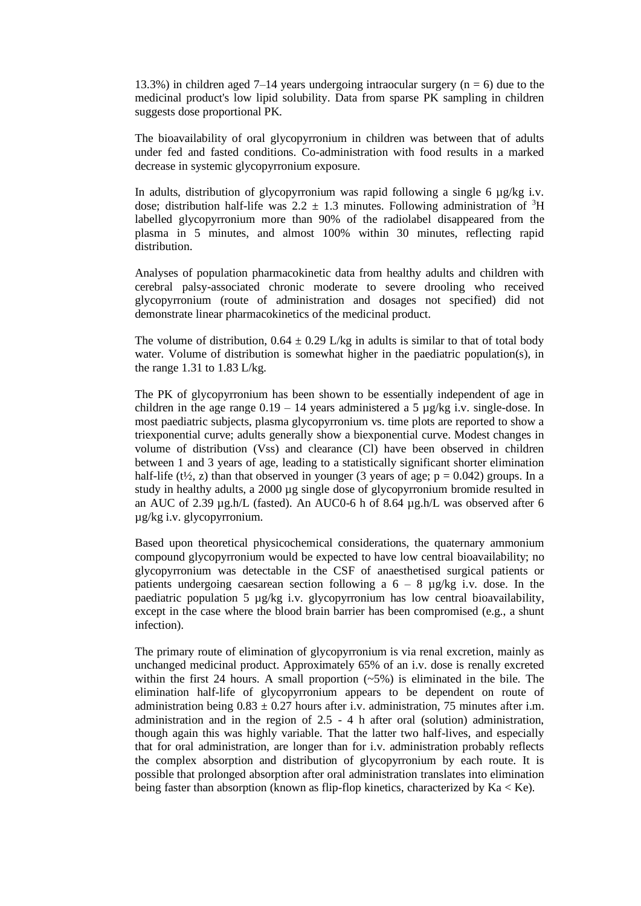13.3%) in children aged 7–14 years undergoing intraocular surgery (n = 6) due to the medicinal product's low lipid solubility. Data from sparse PK sampling in children suggests dose proportional PK.

The bioavailability of oral glycopyrronium in children was between that of adults under fed and fasted conditions. Co-administration with food results in a marked decrease in systemic glycopyrronium exposure.

In adults, distribution of glycopyrronium was rapid following a single 6 µg/kg i.v. dose; distribution half-life was 2.2 ± 1.3 minutes. Following administration of $^{3}H$ labelled glycopyrronium more than 90% of the radiolabel disappeared from the plasma in 5 minutes, and almost 100% within 30 minutes, reflecting rapid distribution.

Analyses of population pharmacokinetic data from healthy adults and children with cerebral palsy-associated chronic moderate to severe drooling who received glycopyrronium (route of administration and dosages not specified) did not demonstrate linear pharmacokinetics of the medicinal product.

The volume of distribution, 0.64 ± 0.29 L/kg in adults is similar to that of total body water. Volume of distribution is somewhat higher in the paediatric population(s), in the range 1.31 to 1.83 L/kg.

The PK of glycopyrronium has been shown to be essentially independent of age in children in the age range 0.19 – 14 years administered a 5 µg/kg i.v. single-dose. In most paediatric subjects, plasma glycopyrronium vs. time plots are reported to show a triexponential curve; adults generally show a biexponential curve. Modest changes in volume of distribution (Vss) and clearance (Cl) have been observed in children between 1 and 3 years of age, leading to a statistically significant shorter elimination half-life ($t_{½, z}$) than that observed in younger (3 years of age; $p = 0.042$) groups. In a study in healthy adults, a 2000 µg single dose of glycopyrronium bromide resulted in an AUC of 2.39 µg.h/L (fasted). An AUC0-6 h of 8.64 µg.h/L was observed after 6 µg/kg i.v. glycopyrronium.

Based upon theoretical physicochemical considerations, the quaternary ammonium compound glycopyrronium would be expected to have low central bioavailability; no glycopyrronium was detectable in the CSF of anaesthetised surgical patients or patients undergoing caesarean section following a 6 – 8 µg/kg i.v. dose. In the paediatric population 5 µg/kg i.v. glycopyrronium has low central bioavailability, except in the case where the blood brain barrier has been compromised (e.g., a shunt infection).

The primary route of elimination of glycopyrronium is via renal excretion, mainly as unchanged medicinal product. Approximately 65% of an i.v. dose is renally excreted within the first 24 hours. A small proportion (~5%) is eliminated in the bile. The elimination half-life of glycopyrronium appears to be dependent on route of administration being 0.83 ± 0.27 hours after i.v. administration, 75 minutes after i.m. administration and in the region of 2.5 - 4 h after oral (solution) administration, though again this was highly variable. That the latter two half-lives, and especially that for oral administration, are longer than for i.v. administration probably reflects the complex absorption and distribution of glycopyrronium by each route. It is possible that prolonged absorption after oral administration translates into elimination being faster than absorption (known as flip-flop kinetics, characterized by $Ka < Ke$).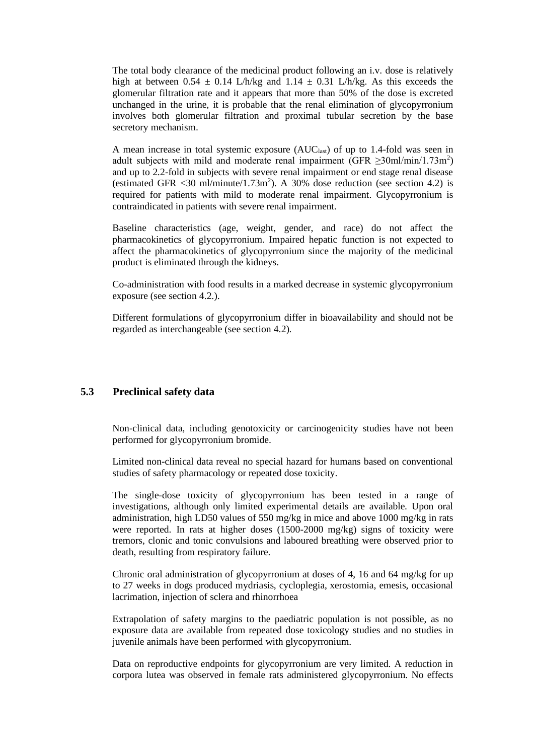The total body clearance of the medicinal product following an i.v. dose is relatively high at between $0.54 \pm 0.14$ L/h/kg and $1.14 \pm 0.31$ L/h/kg. As this exceeds the glomerular filtration rate and it appears that more than 50% of the dose is excreted unchanged in the urine, it is probable that the renal elimination of glycopyrronium involves both glomerular filtration and proximal tubular secretion by the base secretory mechanism.

A mean increase in total systemic exposure ($AUC_{last}$) of up to 1.4-fold was seen in adult subjects with mild and moderate renal impairment (GFR $\geq$30ml/min/1.73m$^2$) and up to 2.2-fold in subjects with severe renal impairment or end stage renal disease (estimated GFR <30 ml/minute/1.73m$^2$). A 30% dose reduction (see section 4.2) is required for patients with mild to moderate renal impairment. Glycopyrronium is contraindicated in patients with severe renal impairment.

Baseline characteristics (age, weight, gender, and race) do not affect the pharmacokinetics of glycopyrronium. Impaired hepatic function is not expected to affect the pharmacokinetics of glycopyrronium since the majority of the medicinal product is eliminated through the kidneys.

Co-administration with food results in a marked decrease in systemic glycopyrronium exposure (see section 4.2.).

Different formulations of glycopyrronium differ in bioavailability and should not be regarded as interchangeable (see section 4.2).

## 5.3 Preclinical safety data

Non-clinical data, including genotoxicity or carcinogenicity studies have not been performed for glycopyrronium bromide.

Limited non-clinical data reveal no special hazard for humans based on conventional studies of safety pharmacology or repeated dose toxicity.

The single-dose toxicity of glycopyrronium has been tested in a range of investigations, although only limited experimental details are available. Upon oral administration, high LD50 values of 550 mg/kg in mice and above 1000 mg/kg in rats were reported. In rats at higher doses (1500-2000 mg/kg) signs of toxicity were tremors, clonic and tonic convulsions and laboured breathing were observed prior to death, resulting from respiratory failure.

Chronic oral administration of glycopyrronium at doses of 4, 16 and 64 mg/kg for up to 27 weeks in dogs produced mydriasis, cycloplegia, xerostomia, emesis, occasional lacrimation, injection of sclera and rhinorrhoea

Extrapolation of safety margins to the paediatric population is not possible, as no exposure data are available from repeated dose toxicology studies and no studies in juvenile animals have been performed with glycopyrronium.

Data on reproductive endpoints for glycopyrronium are very limited. A reduction in corpora lutea was observed in female rats administered glycopyrronium. No effects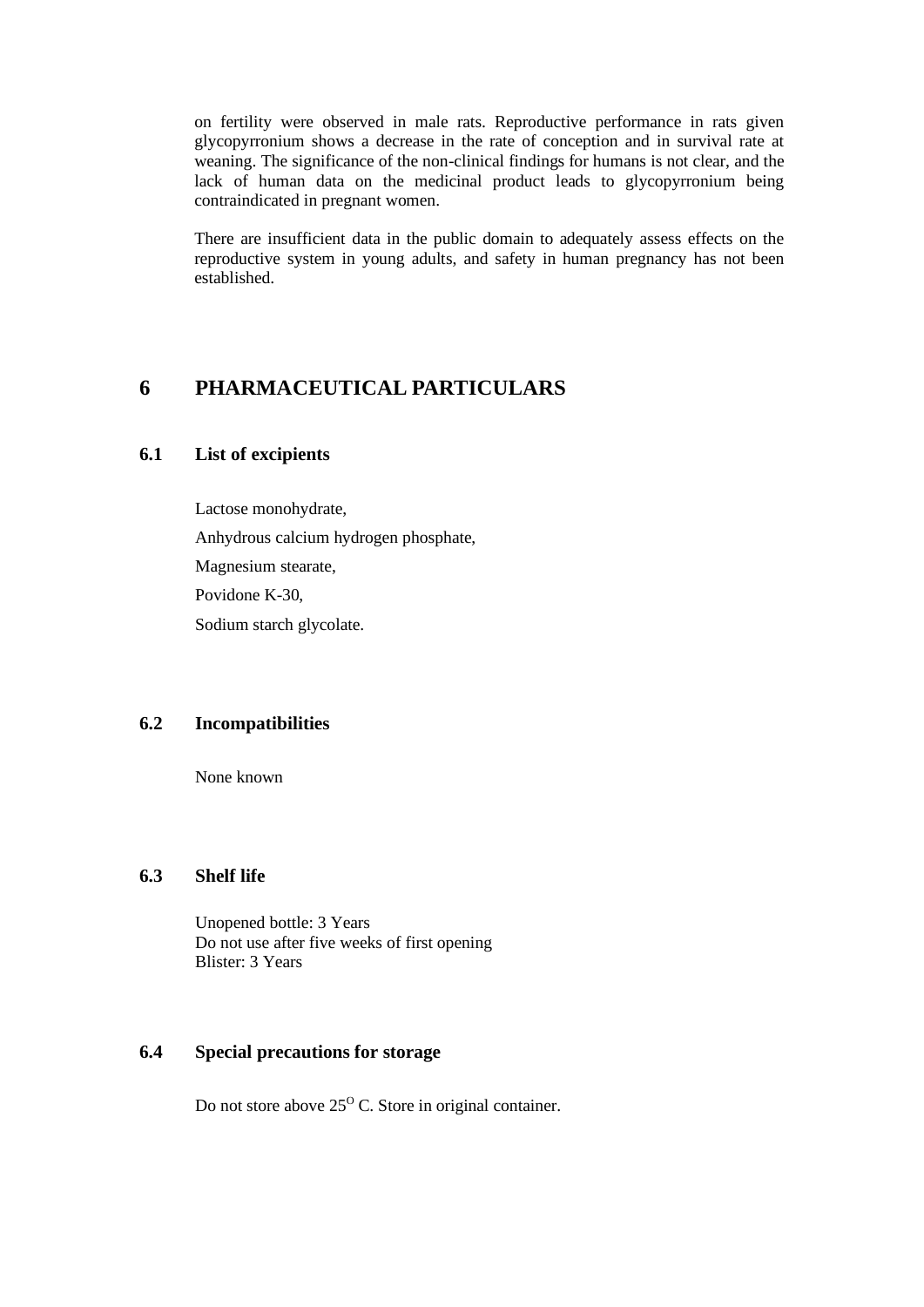on fertility were observed in male rats. Reproductive performance in rats given glycopyrronium shows a decrease in the rate of conception and in survival rate at weaning. The significance of the non-clinical findings for humans is not clear, and the lack of human data on the medicinal product leads to glycopyrronium being contraindicated in pregnant women.

There are insufficient data in the public domain to adequately assess effects on the reproductive system in young adults, and safety in human pregnancy has not been established.

# 6 PHARMACEUTICAL PARTICULARS

## 6.1 List of excipients

Lactose monohydrate,

Anhydrous calcium hydrogen phosphate,

Magnesium stearate,

Povidone K-30,

Sodium starch glycolate.

## 6.2 Incompatibilities

None known

## 6.3 Shelf life

Unopened bottle: 3 Years
Do not use after five weeks of first opening
Blister: 3 Years

## 6.4 Special precautions for storage

Do not store above $25^{O}$ C. Store in original container.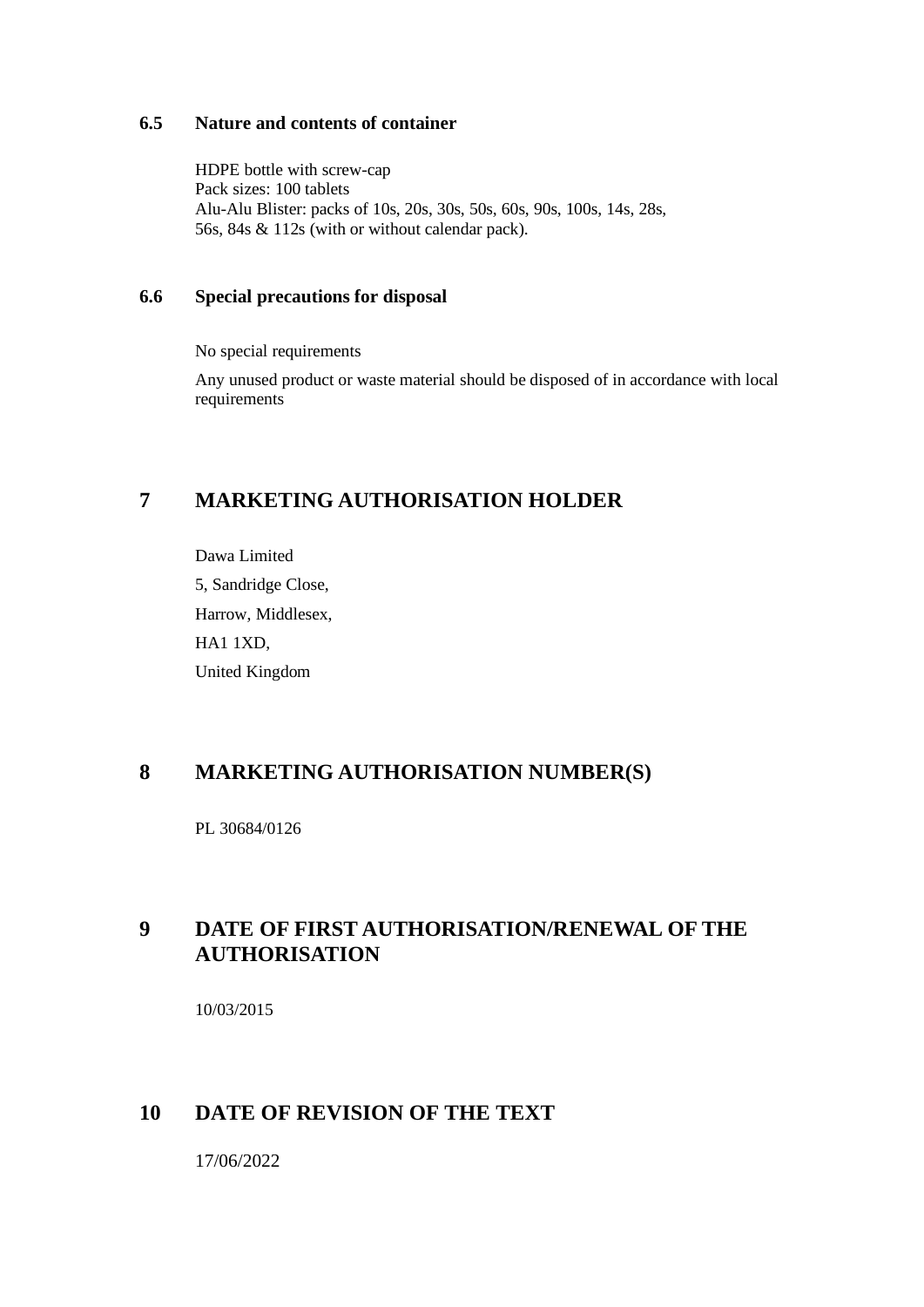### 6.5 Nature and contents of container

HDPE bottle with screw-cap
Pack sizes: 100 tablets
Alu-Alu Blister: packs of 10s, 20s, 30s, 50s, 60s, 90s, 100s, 14s, 28s, 56s, 84s & 112s (with or without calendar pack).

### 6.6 Special precautions for disposal

No special requirements

Any unused product or waste material should be disposed of in accordance with local requirements

## 7 MARKETING AUTHORISATION HOLDER

Dawa Limited

5, Sandridge Close,

Harrow, Middlesex,

HA1 1XD,

United Kingdom

## 8 MARKETING AUTHORISATION NUMBER(S)

PL 30684/0126

## 9 DATE OF FIRST AUTHORISATION/RENEWAL OF THE AUTHORISATION

10/03/2015

## 10 DATE OF REVISION OF THE TEXT

17/06/2022